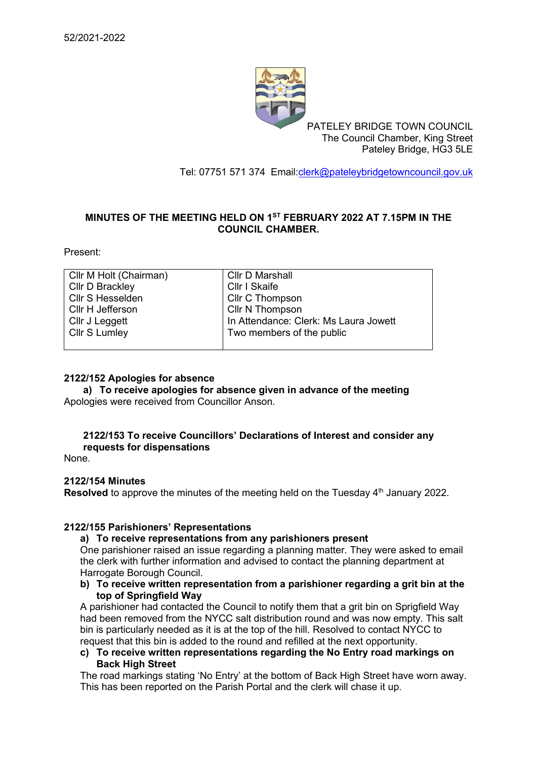52/2021-2022

PATELEY BRIDGE TOWN COUNCIL
The Council Chamber, King Street
Pateley Bridge, HG3 5LE

Tel: 07751 571 374 Email:clerk@pateleybridgetowncouncil.gov.uk

**MINUTES OF THE MEETING HELD ON 1ST FEBRUARY 2022 AT 7.15PM IN THE COUNCIL CHAMBER.**

Present:

| | |
|---|---|
| Cllr M Holt (Chairman) | Cllr D Marshall |
| Cllr D Brackley | Cllr I Skaife |
| Cllr S Hesselden | Cllr C Thompson |
| Cllr H Jefferson | Cllr N Thompson |
| Cllr J Leggett | In Attendance: Clerk: Ms Laura Jowett |
| Cllr S Lumley | Two members of the public |

**2122/152 Apologies for absence**

**a) To receive apologies for absence given in advance of the meeting**

Apologies were received from Councillor Anson.

**2122/153 To receive Councillors' Declarations of Interest and consider any requests for dispensations**

None.

**2122/154 Minutes**

**Resolved** to approve the minutes of the meeting held on the Tuesday 4th January 2022.

**2122/155 Parishioners' Representations**

**a) To receive representations from any parishioners present**

One parishioner raised an issue regarding a planning matter. They were asked to email the clerk with further information and advised to contact the planning department at Harrogate Borough Council.

**b) To receive written representation from a parishioner regarding a grit bin at the top of Springfield Way**

A parishioner had contacted the Council to notify them that a grit bin on Sprigfield Way had been removed from the NYCC salt distribution round and was now empty. This salt bin is particularly needed as it is at the top of the hill. Resolved to contact NYCC to request that this bin is added to the round and refilled at the next opportunity.

**c) To receive written representations regarding the No Entry road markings on Back High Street**

The road markings stating 'No Entry' at the bottom of Back High Street have worn away. This has been reported on the Parish Portal and the clerk will chase it up.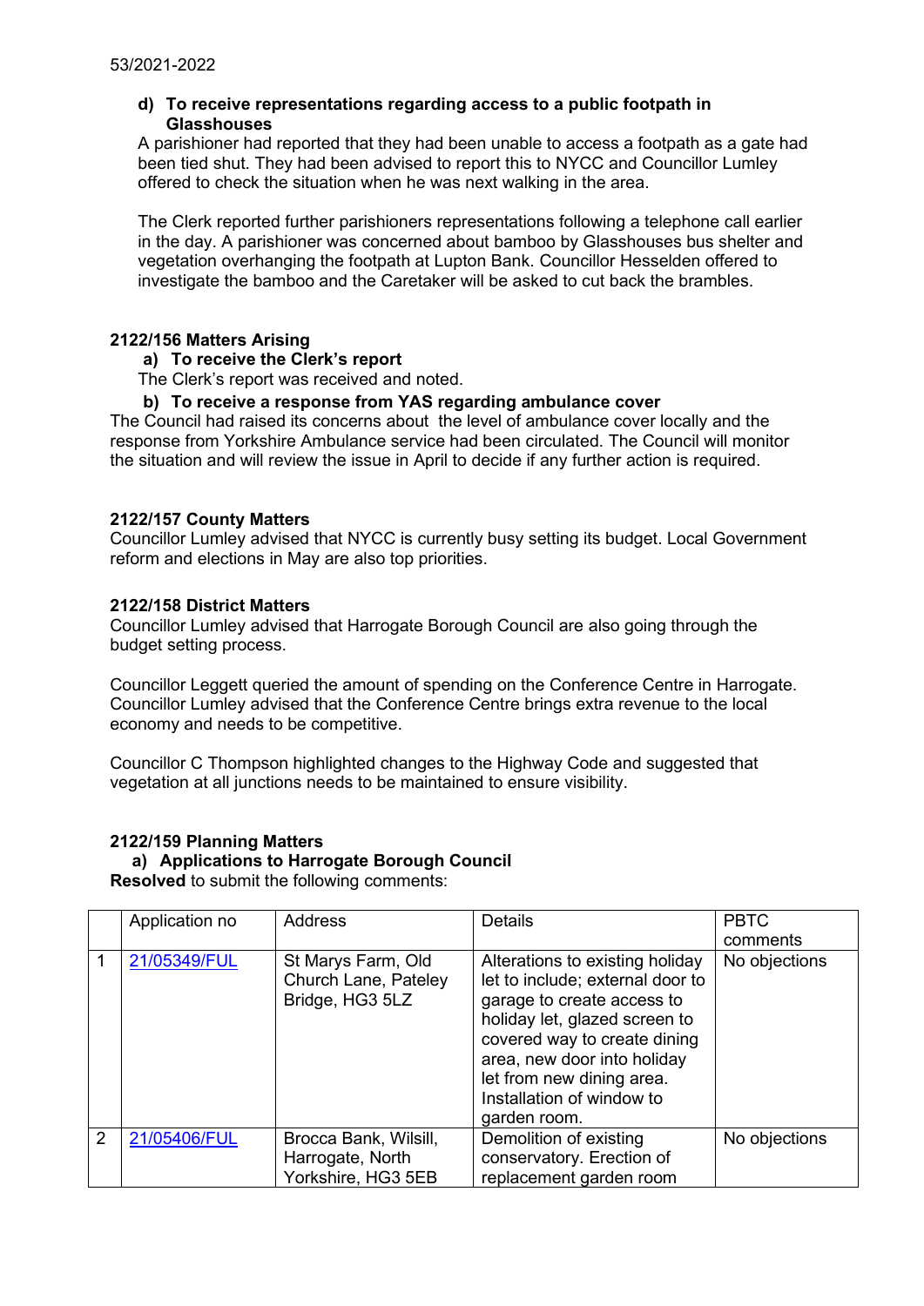**d) To receive representations regarding access to a public footpath in Glasshouses**

A parishioner had reported that they had been unable to access a footpath as a gate had been tied shut. They had been advised to report this to NYCC and Councillor Lumley offered to check the situation when he was next walking in the area.

The Clerk reported further parishioners representations following a telephone call earlier in the day. A parishioner was concerned about bamboo by Glasshouses bus shelter and vegetation overhanging the footpath at Lupton Bank. Councillor Hesselden offered to investigate the bamboo and the Caretaker will be asked to cut back the brambles.

**2122/156 Matters Arising**

**a) To receive the Clerk's report**

The Clerk's report was received and noted.

**b) To receive a response from YAS regarding ambulance cover**

The Council had raised its concerns about the level of ambulance cover locally and the response from Yorkshire Ambulance service had been circulated. The Council will monitor the situation and will review the issue in April to decide if any further action is required.

**2122/157 County Matters**

Councillor Lumley advised that NYCC is currently busy setting its budget. Local Government reform and elections in May are also top priorities.

**2122/158 District Matters**

Councillor Lumley advised that Harrogate Borough Council are also going through the budget setting process.

Councillor Leggett queried the amount of spending on the Conference Centre in Harrogate. Councillor Lumley advised that the Conference Centre brings extra revenue to the local economy and needs to be competitive.

Councillor C Thompson highlighted changes to the Highway Code and suggested that vegetation at all junctions needs to be maintained to ensure visibility.

**2122/159 Planning Matters**

**a) Applications to Harrogate Borough Council**

**Resolved** to submit the following comments:

| | Application no | Address | Details | PBTC comments |
|---|---|---|---|---|
| 1 | 21/05349/FUL | St Marys Farm, Old Church Lane, Pateley Bridge, HG3 5LZ | Alterations to existing holiday let to include; external door to garage to create access to holiday let, glazed screen to covered way to create dining area, new door into holiday let from new dining area. Installation of window to garden room. | No objections |
| 2 | 21/05406/FUL | Brocca Bank, Wilsill, Harrogate, North Yorkshire, HG3 5EB | Demolition of existing conservatory. Erection of replacement garden room | No objections |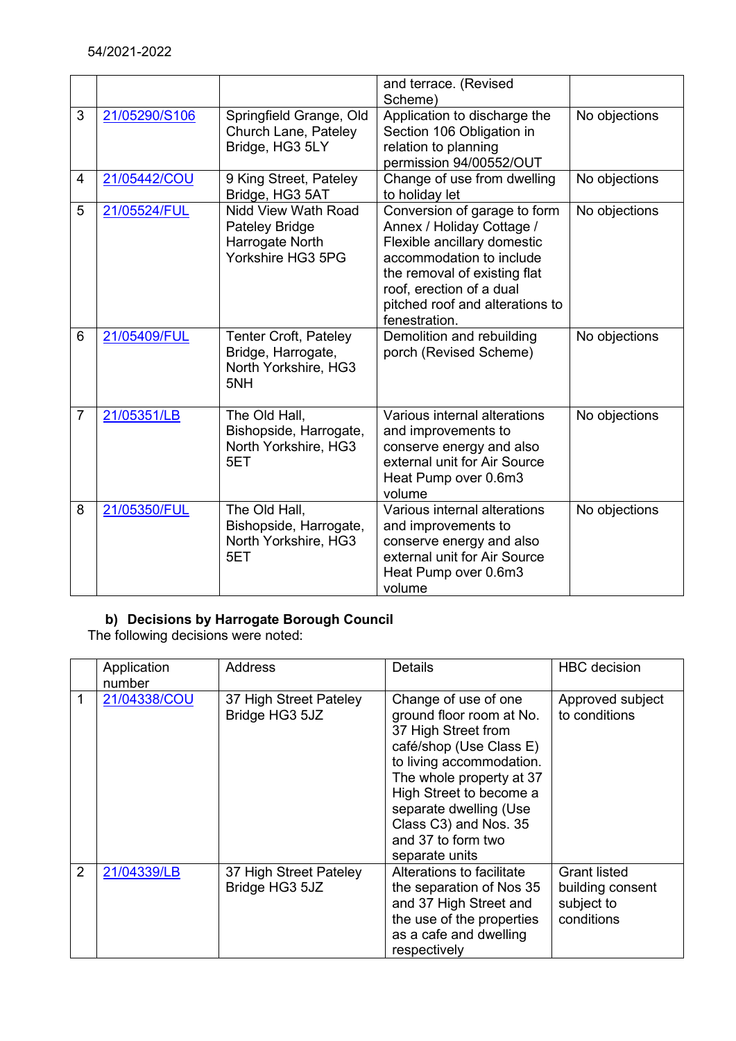54/2021-2022

| | | | | |
|---|---|---|---|---|
| | | | and terrace. (Revised Scheme) | |
| 3 | [21/05290/S106]() | Springfield Grange, Old Church Lane, Pateley Bridge, HG3 5LY | Application to discharge the Section 106 Obligation in relation to planning permission 94/00552/OUT | No objections |
| 4 | [21/05442/COU]() | 9 King Street, Pateley Bridge, HG3 5AT | Change of use from dwelling to holiday let | No objections |
| 5 | [21/05524/FUL]() | Nidd View Wath Road Pateley Bridge Harrogate North Yorkshire HG3 5PG | Conversion of garage to form Annex / Holiday Cottage / Flexible ancillary domestic accommodation to include the removal of existing flat roof, erection of a dual pitched roof and alterations to fenestration. | No objections |
| 6 | [21/05409/FUL]() | Tenter Croft, Pateley Bridge, Harrogate, North Yorkshire, HG3 5NH | Demolition and rebuilding porch (Revised Scheme) | No objections |
| 7 | [21/05351/LB]() | The Old Hall, Bishopside, Harrogate, North Yorkshire, HG3 5ET | Various internal alterations and improvements to conserve energy and also external unit for Air Source Heat Pump over 0.6m3 volume | No objections |
| 8 | [21/05350/FUL]() | The Old Hall, Bishopside, Harrogate, North Yorkshire, HG3 5ET | Various internal alterations and improvements to conserve energy and also external unit for Air Source Heat Pump over 0.6m3 volume | No objections |

**b) Decisions by Harrogate Borough Council**

The following decisions were noted:

| | Application number | Address | Details | HBC decision |
|---|---|---|---|---|
| 1 | [21/04338/COU]() | 37 High Street Pateley Bridge HG3 5JZ | Change of use of one ground floor room at No. 37 High Street from café/shop (Use Class E) to living accommodation. The whole property at 37 High Street to become a separate dwelling (Use Class C3) and Nos. 35 and 37 to form two separate units | Approved subject to conditions |
| 2 | [21/04339/LB]() | 37 High Street Pateley Bridge HG3 5JZ | Alterations to facilitate the separation of Nos 35 and 37 High Street and the use of the properties as a cafe and dwelling respectively | Grant listed building consent subject to conditions |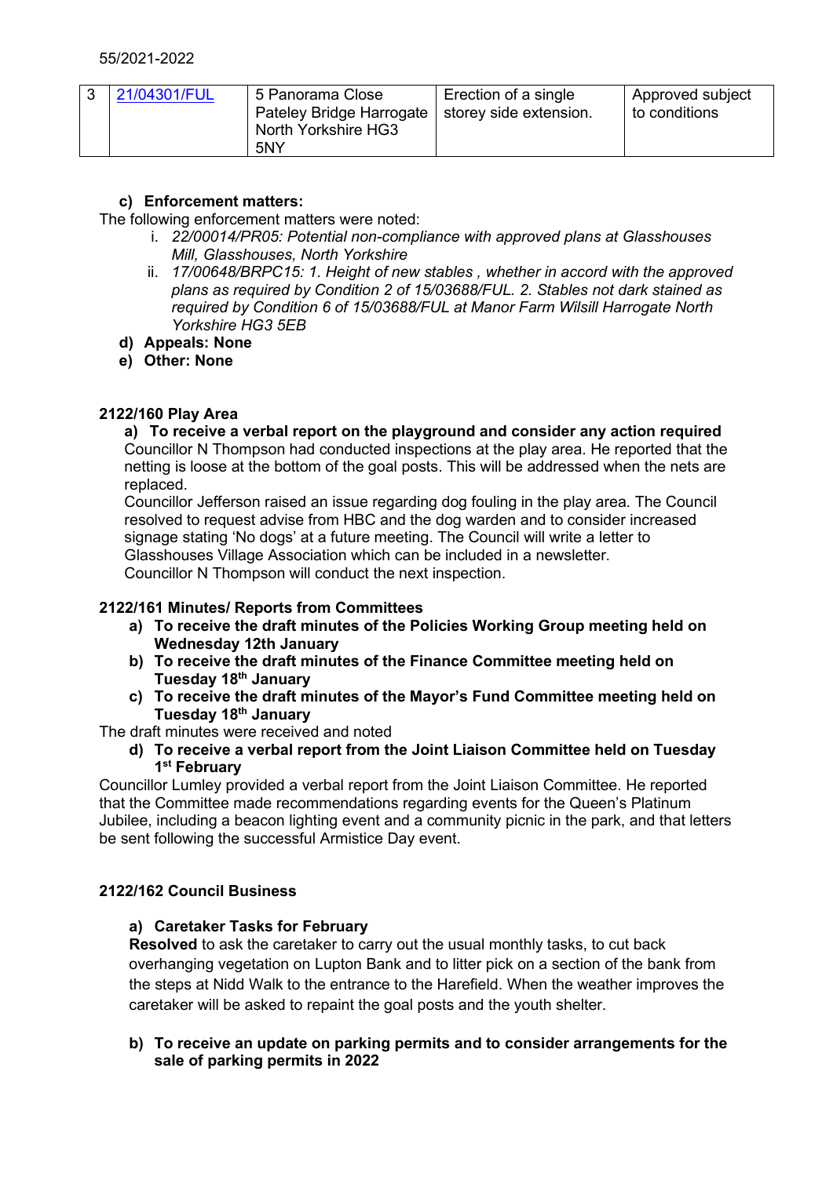55/2021-2022

| 3 | [21/04301/FUL](#) | 5 Panorama Close Pateley Bridge Harrogate North Yorkshire HG3 5NY | Erection of a single storey side extension. | Approved subject to conditions |
|---|---|---|---|---|

**c) Enforcement matters:**

The following enforcement matters were noted:

i. *22/00014/PR05: Potential non-compliance with approved plans at Glasshouses Mill, Glasshouses, North Yorkshire*

ii. *17/00648/BRPC15: 1. Height of new stables , whether in accord with the approved plans as required by Condition 2 of 15/03688/FUL. 2. Stables not dark stained as required by Condition 6 of 15/03688/FUL at Manor Farm Wilsill Harrogate North Yorkshire HG3 5EB*

**d) Appeals: None**

**e) Other: None**

**2122/160 Play Area**

**a) To receive a verbal report on the playground and consider any action required**

Councillor N Thompson had conducted inspections at the play area. He reported that the netting is loose at the bottom of the goal posts. This will be addressed when the nets are replaced.

Councillor Jefferson raised an issue regarding dog fouling in the play area. The Council resolved to request advise from HBC and the dog warden and to consider increased signage stating 'No dogs' at a future meeting. The Council will write a letter to Glasshouses Village Association which can be included in a newsletter.

Councillor N Thompson will conduct the next inspection.

**2122/161 Minutes/ Reports from Committees**

**a) To receive the draft minutes of the Policies Working Group meeting held on Wednesday 12th January**

**b) To receive the draft minutes of the Finance Committee meeting held on Tuesday 18th January**

**c) To receive the draft minutes of the Mayor's Fund Committee meeting held on Tuesday 18th January**

The draft minutes were received and noted

**d) To receive a verbal report from the Joint Liaison Committee held on Tuesday 1st February**

Councillor Lumley provided a verbal report from the Joint Liaison Committee. He reported that the Committee made recommendations regarding events for the Queen's Platinum Jubilee, including a beacon lighting event and a community picnic in the park, and that letters be sent following the successful Armistice Day event.

**2122/162 Council Business**

**a) Caretaker Tasks for February**

**Resolved** to ask the caretaker to carry out the usual monthly tasks, to cut back overhanging vegetation on Lupton Bank and to litter pick on a section of the bank from the steps at Nidd Walk to the entrance to the Harefield. When the weather improves the caretaker will be asked to repaint the goal posts and the youth shelter.

**b) To receive an update on parking permits and to consider arrangements for the sale of parking permits in 2022**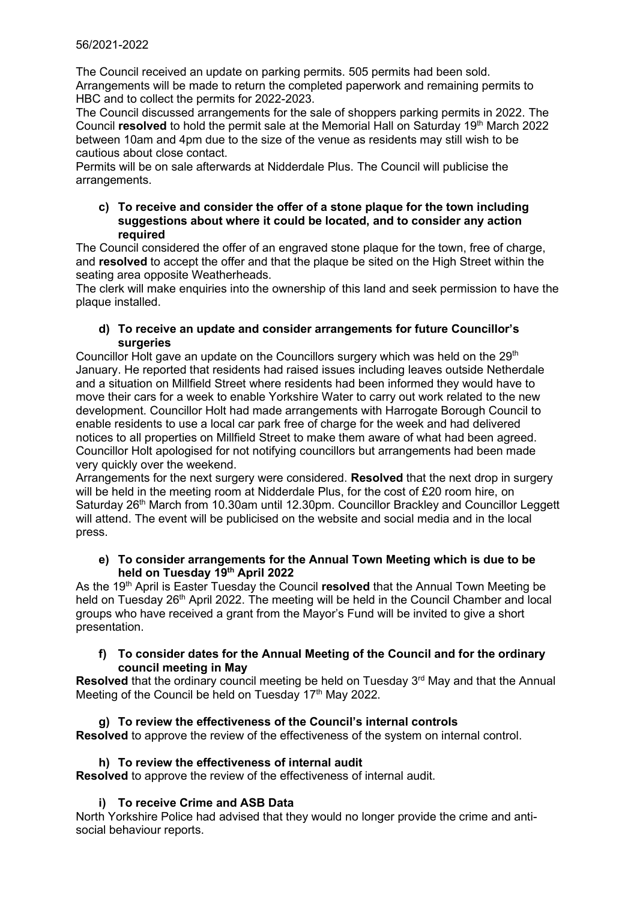56/2021-2022

The Council received an update on parking permits. 505 permits had been sold. Arrangements will be made to return the completed paperwork and remaining permits to HBC and to collect the permits for 2022-2023.

The Council discussed arrangements for the sale of shoppers parking permits in 2022. The Council **resolved** to hold the permit sale at the Memorial Hall on Saturday 19th March 2022 between 10am and 4pm due to the size of the venue as residents may still wish to be cautious about close contact.

Permits will be on sale afterwards at Nidderdale Plus. The Council will publicise the arrangements.

**c) To receive and consider the offer of a stone plaque for the town including suggestions about where it could be located, and to consider any action required**

The Council considered the offer of an engraved stone plaque for the town, free of charge, and **resolved** to accept the offer and that the plaque be sited on the High Street within the seating area opposite Weatherheads.

The clerk will make enquiries into the ownership of this land and seek permission to have the plaque installed.

**d) To receive an update and consider arrangements for future Councillor's surgeries**

Councillor Holt gave an update on the Councillors surgery which was held on the 29th January. He reported that residents had raised issues including leaves outside Netherdale and a situation on Millfield Street where residents had been informed they would have to move their cars for a week to enable Yorkshire Water to carry out work related to the new development. Councillor Holt had made arrangements with Harrogate Borough Council to enable residents to use a local car park free of charge for the week and had delivered notices to all properties on Millfield Street to make them aware of what had been agreed. Councillor Holt apologised for not notifying councillors but arrangements had been made very quickly over the weekend.

Arrangements for the next surgery were considered. **Resolved** that the next drop in surgery will be held in the meeting room at Nidderdale Plus, for the cost of £20 room hire, on Saturday 26th March from 10.30am until 12.30pm. Councillor Brackley and Councillor Leggett will attend. The event will be publicised on the website and social media and in the local press.

**e) To consider arrangements for the Annual Town Meeting which is due to be held on Tuesday 19th April 2022**

As the 19th April is Easter Tuesday the Council **resolved** that the Annual Town Meeting be held on Tuesday 26th April 2022. The meeting will be held in the Council Chamber and local groups who have received a grant from the Mayor's Fund will be invited to give a short presentation.

**f) To consider dates for the Annual Meeting of the Council and for the ordinary council meeting in May**

**Resolved** that the ordinary council meeting be held on Tuesday 3rd May and that the Annual Meeting of the Council be held on Tuesday 17th May 2022.

**g) To review the effectiveness of the Council's internal controls**

**Resolved** to approve the review of the effectiveness of the system on internal control.

**h) To review the effectiveness of internal audit**

**Resolved** to approve the review of the effectiveness of internal audit.

**i) To receive Crime and ASB Data**

North Yorkshire Police had advised that they would no longer provide the crime and anti-social behaviour reports.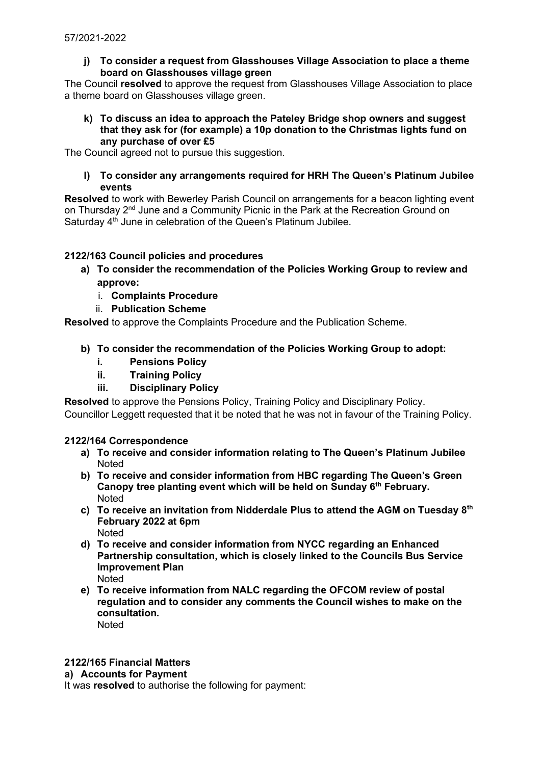57/2021-2022

**j) To consider a request from Glasshouses Village Association to place a theme board on Glasshouses village green**

The Council **resolved** to approve the request from Glasshouses Village Association to place a theme board on Glasshouses village green.

**k) To discuss an idea to approach the Pateley Bridge shop owners and suggest that they ask for (for example) a 10p donation to the Christmas lights fund on any purchase of over £5**

The Council agreed not to pursue this suggestion.

**l) To consider any arrangements required for HRH The Queen's Platinum Jubilee events**

**Resolved** to work with Bewerley Parish Council on arrangements for a beacon lighting event on Thursday 2nd June and a Community Picnic in the Park at the Recreation Ground on Saturday 4th June in celebration of the Queen's Platinum Jubilee.

## 2122/163 Council policies and procedures

**a) To consider the recommendation of the Policies Working Group to review and approve:**
   i. **Complaints Procedure**
   ii. **Publication Scheme**

**Resolved** to approve the Complaints Procedure and the Publication Scheme.

**b) To consider the recommendation of the Policies Working Group to adopt:**
   i. **Pensions Policy**
   ii. **Training Policy**
   iii. **Disciplinary Policy**

**Resolved** to approve the Pensions Policy, Training Policy and Disciplinary Policy.
Councillor Leggett requested that it be noted that he was not in favour of the Training Policy.

## 2122/164 Correspondence

a) **To receive and consider information relating to The Queen's Platinum Jubilee**
   Noted
b) **To receive and consider information from HBC regarding The Queen's Green Canopy tree planting event which will be held on Sunday 6th February.**
   Noted
c) **To receive an invitation from Nidderdale Plus to attend the AGM on Tuesday 8th February 2022 at 6pm**
   Noted
d) **To receive and consider information from NYCC regarding an Enhanced Partnership consultation, which is closely linked to the Councils Bus Service Improvement Plan**
   Noted
e) **To receive information from NALC regarding the OFCOM review of postal regulation and to consider any comments the Council wishes to make on the consultation.**
   Noted

## 2122/165 Financial Matters

**a) Accounts for Payment**

It was **resolved** to authorise the following for payment: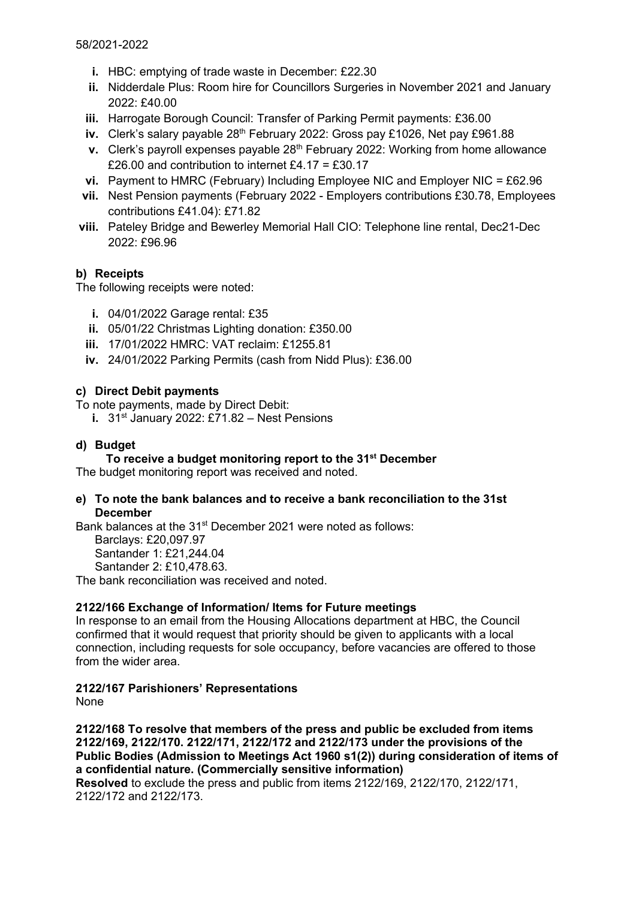58/2021-2022

i. HBC: emptying of trade waste in December: £22.30
ii. Nidderdale Plus: Room hire for Councillors Surgeries in November 2021 and January 2022: £40.00
iii. Harrogate Borough Council: Transfer of Parking Permit payments: £36.00
iv. Clerk's salary payable 28th February 2022: Gross pay £1026, Net pay £961.88
v. Clerk's payroll expenses payable 28th February 2022: Working from home allowance £26.00 and contribution to internet £4.17 = £30.17
vi. Payment to HMRC (February) Including Employee NIC and Employer NIC = £62.96
vii. Nest Pension payments (February 2022 - Employers contributions £30.78, Employees contributions £41.04): £71.82
viii. Pateley Bridge and Bewerley Memorial Hall CIO: Telephone line rental, Dec21-Dec 2022: £96.96

**b) Receipts**

The following receipts were noted:

i. 04/01/2022 Garage rental: £35
ii. 05/01/22 Christmas Lighting donation: £350.00
iii. 17/01/2022 HMRC: VAT reclaim: £1255.81
iv. 24/01/2022 Parking Permits (cash from Nidd Plus): £36.00

**c) Direct Debit payments**

To note payments, made by Direct Debit:

i. 31st January 2022: £71.82 – Nest Pensions

**d) Budget**

**To receive a budget monitoring report to the 31st December**

The budget monitoring report was received and noted.

**e) To note the bank balances and to receive a bank reconciliation to the 31st December**

Bank balances at the 31st December 2021 were noted as follows:

Barclays: £20,097.97
Santander 1: £21,244.04
Santander 2: £10,478.63.

The bank reconciliation was received and noted.

**2122/166 Exchange of Information/ Items for Future meetings**

In response to an email from the Housing Allocations department at HBC, the Council confirmed that it would request that priority should be given to applicants with a local connection, including requests for sole occupancy, before vacancies are offered to those from the wider area.

**2122/167 Parishioners' Representations**

None

**2122/168 To resolve that members of the press and public be excluded from items 2122/169, 2122/170. 2122/171, 2122/172 and 2122/173 under the provisions of the Public Bodies (Admission to Meetings Act 1960 s1(2)) during consideration of items of a confidential nature. (Commercially sensitive information)**

**Resolved** to exclude the press and public from items 2122/169, 2122/170, 2122/171, 2122/172 and 2122/173.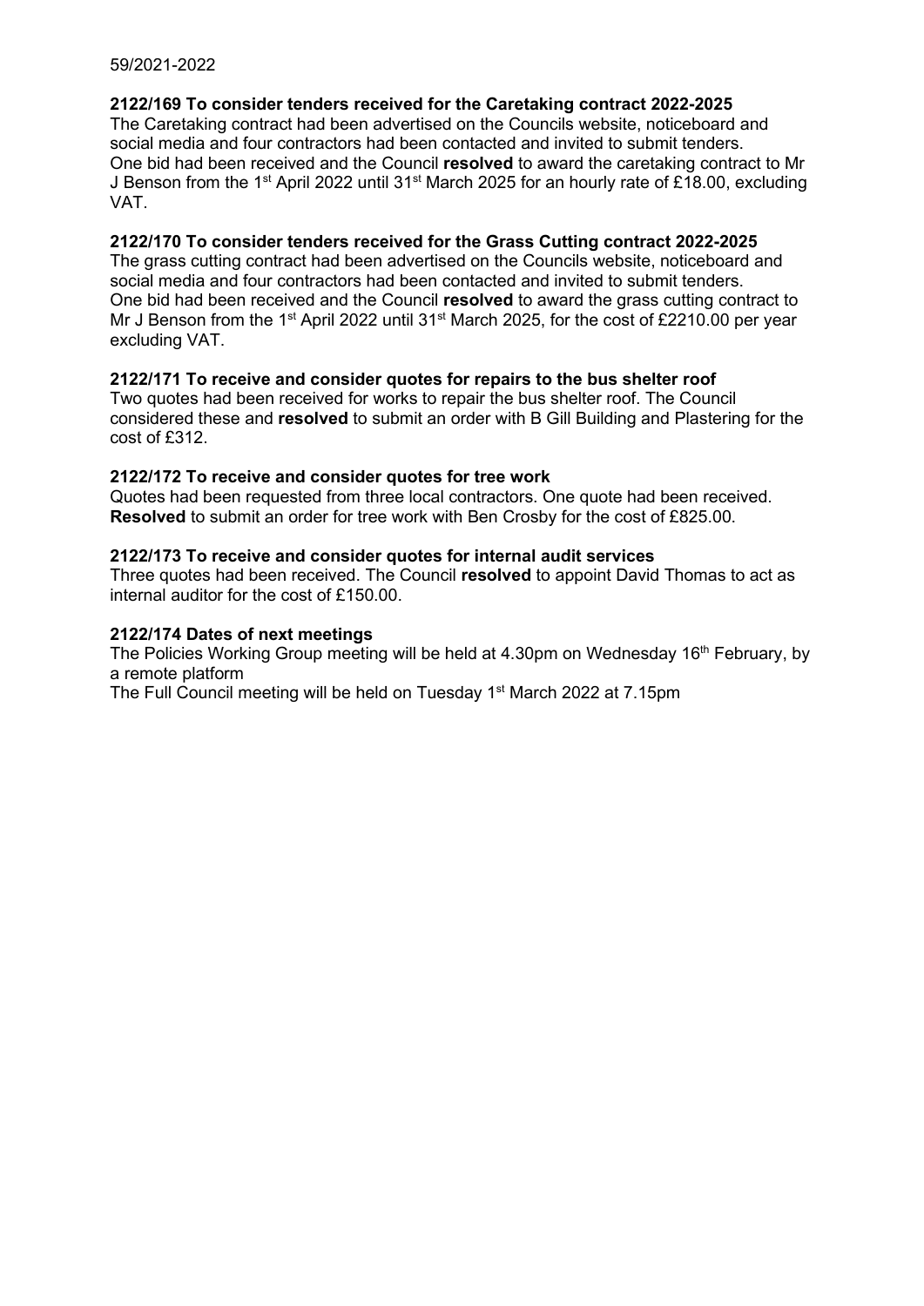59/2021-2022

**2122/169 To consider tenders received for the Caretaking contract 2022-2025**

The Caretaking contract had been advertised on the Councils website, noticeboard and social media and four contractors had been contacted and invited to submit tenders. One bid had been received and the Council **resolved** to award the caretaking contract to Mr J Benson from the 1st April 2022 until 31st March 2025 for an hourly rate of £18.00, excluding VAT.

**2122/170 To consider tenders received for the Grass Cutting contract 2022-2025**

The grass cutting contract had been advertised on the Councils website, noticeboard and social media and four contractors had been contacted and invited to submit tenders. One bid had been received and the Council **resolved** to award the grass cutting contract to Mr J Benson from the 1st April 2022 until 31st March 2025, for the cost of £2210.00 per year excluding VAT.

**2122/171 To receive and consider quotes for repairs to the bus shelter roof**

Two quotes had been received for works to repair the bus shelter roof. The Council considered these and **resolved** to submit an order with B Gill Building and Plastering for the cost of £312.

**2122/172 To receive and consider quotes for tree work**

Quotes had been requested from three local contractors. One quote had been received. **Resolved** to submit an order for tree work with Ben Crosby for the cost of £825.00.

**2122/173 To receive and consider quotes for internal audit services**

Three quotes had been received. The Council **resolved** to appoint David Thomas to act as internal auditor for the cost of £150.00.

**2122/174 Dates of next meetings**

The Policies Working Group meeting will be held at 4.30pm on Wednesday 16th February, by a remote platform

The Full Council meeting will be held on Tuesday 1st March 2022 at 7.15pm